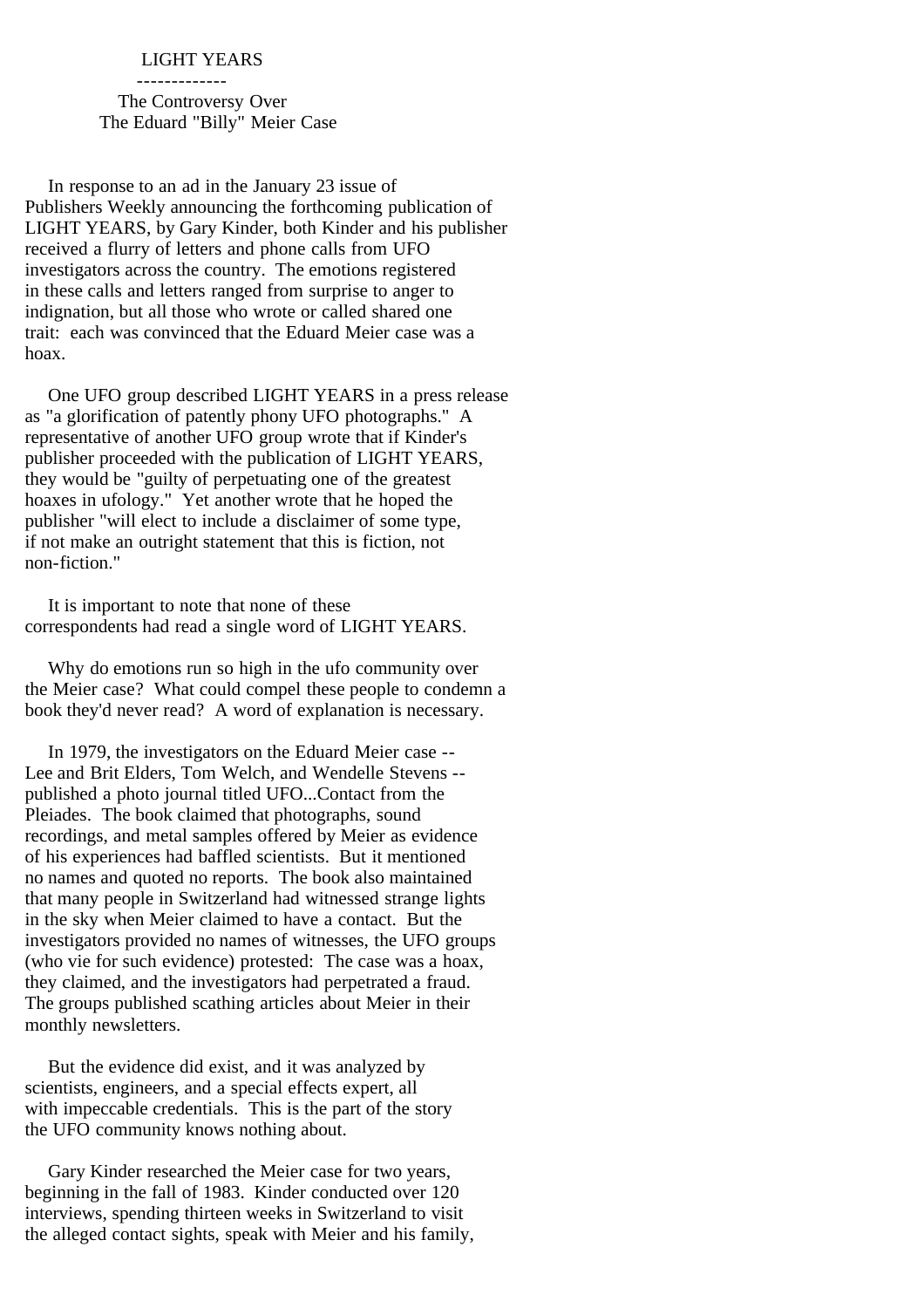# LIGHT YEARS

## The Controversy Over The Eduard "Billy" Meier Case

In response to an ad in the January 23 issue of Publishers Weekly announcing the forthcoming publication of LIGHT YEARS, by Gary Kinder, both Kinder and his publisher received a flurry of letters and phone calls from UFO investigators across the country. The emotions registered in these calls and letters ranged from surprise to anger to indignation, but all those who wrote or called shared one trait: each was convinced that the Eduard Meier case was a hoax.

One UFO group described LIGHT YEARS in a press release as "a glorification of patently phony UFO photographs." A representative of another UFO group wrote that if Kinder's publisher proceeded with the publication of LIGHT YEARS, they would be "guilty of perpetuating one of the greatest hoaxes in ufology." Yet another wrote that he hoped the publisher "will elect to include a disclaimer of some type, if not make an outright statement that this is fiction, not non-fiction."

It is important to note that none of these correspondents had read a single word of LIGHT YEARS.

Why do emotions run so high in the ufo community over the Meier case? What could compel these people to condemn a book they'd never read? A word of explanation is necessary.

In 1979, the investigators on the Eduard Meier case -- Lee and Brit Elders, Tom Welch, and Wendelle Stevens -- published a photo journal titled UFO...Contact from the Pleiades. The book claimed that photographs, sound recordings, and metal samples offered by Meier as evidence of his experiences had baffled scientists. But it mentioned no names and quoted no reports. The book also maintained that many people in Switzerland had witnessed strange lights in the sky when Meier claimed to have a contact. But the investigators provided no names of witnesses, the UFO groups (who vie for such evidence) protested: The case was a hoax, they claimed, and the investigators had perpetrated a fraud. The groups published scathing articles about Meier in their monthly newsletters.

But the evidence did exist, and it was analyzed by scientists, engineers, and a special effects expert, all with impeccable credentials. This is the part of the story the UFO community knows nothing about.

Gary Kinder researched the Meier case for two years, beginning in the fall of 1983. Kinder conducted over 120 interviews, spending thirteen weeks in Switzerland to visit the alleged contact sights, speak with Meier and his family,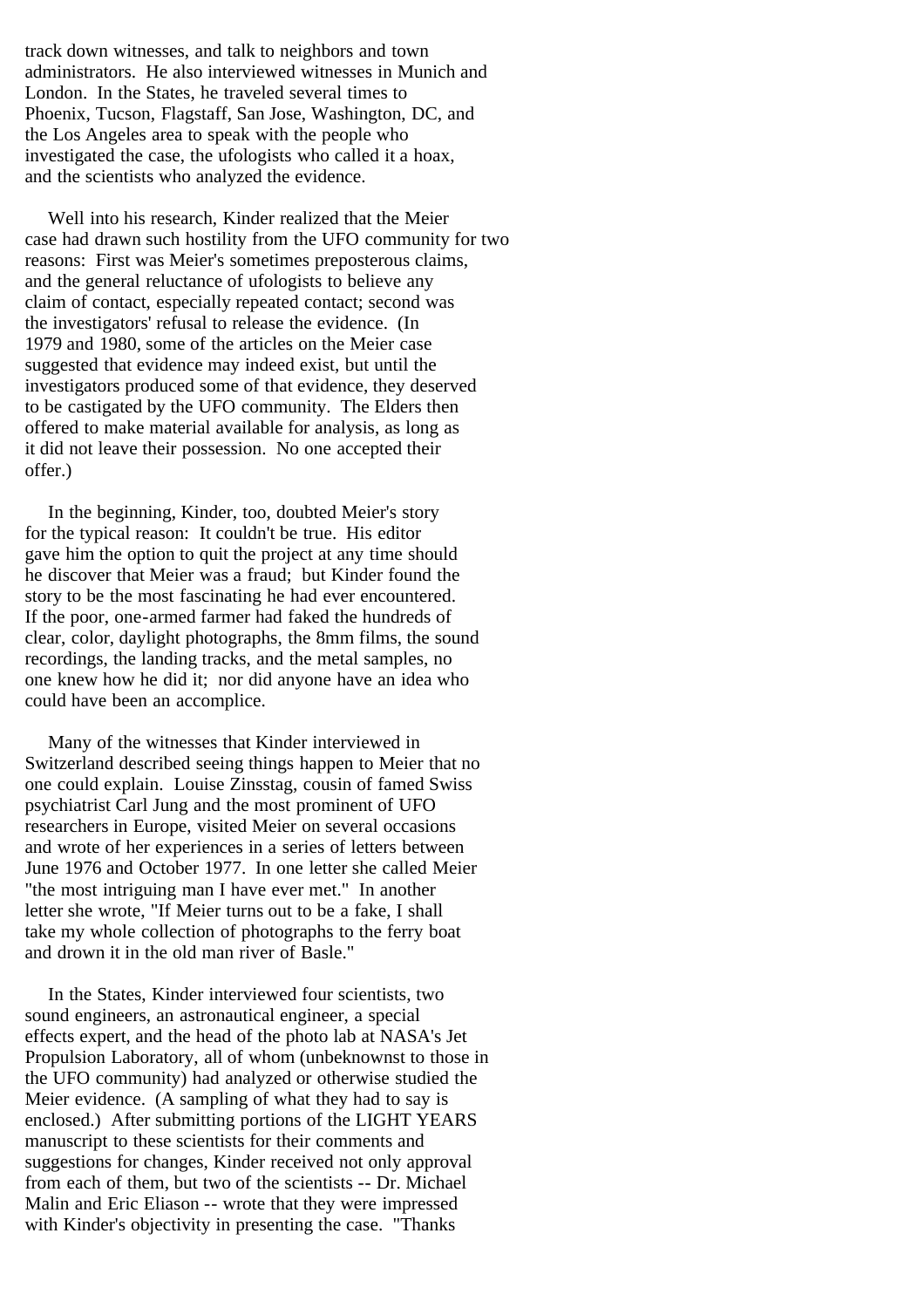track down witnesses, and talk to neighbors and town administrators. He also interviewed witnesses in Munich and London. In the States, he traveled several times to Phoenix, Tucson, Flagstaff, San Jose, Washington, DC, and the Los Angeles area to speak with the people who investigated the case, the ufologists who called it a hoax, and the scientists who analyzed the evidence.

Well into his research, Kinder realized that the Meier case had drawn such hostility from the UFO community for two reasons: First was Meier's sometimes preposterous claims, and the general reluctance of ufologists to believe any claim of contact, especially repeated contact; second was the investigators' refusal to release the evidence. (In 1979 and 1980, some of the articles on the Meier case suggested that evidence may indeed exist, but until the investigators produced some of that evidence, they deserved to be castigated by the UFO community. The Elders then offered to make material available for analysis, as long as it did not leave their possession. No one accepted their offer.)

In the beginning, Kinder, too, doubted Meier's story for the typical reason: It couldn't be true. His editor gave him the option to quit the project at any time should he discover that Meier was a fraud; but Kinder found the story to be the most fascinating he had ever encountered. If the poor, one-armed farmer had faked the hundreds of clear, color, daylight photographs, the 8mm films, the sound recordings, the landing tracks, and the metal samples, no one knew how he did it; nor did anyone have an idea who could have been an accomplice.

Many of the witnesses that Kinder interviewed in Switzerland described seeing things happen to Meier that no one could explain. Louise Zinsstag, cousin of famed Swiss psychiatrist Carl Jung and the most prominent of UFO researchers in Europe, visited Meier on several occasions and wrote of her experiences in a series of letters between June 1976 and October 1977. In one letter she called Meier "the most intriguing man I have ever met." In another letter she wrote, "If Meier turns out to be a fake, I shall take my whole collection of photographs to the ferry boat and drown it in the old man river of Basle."

In the States, Kinder interviewed four scientists, two sound engineers, an astronautical engineer, a special effects expert, and the head of the photo lab at NASA's Jet Propulsion Laboratory, all of whom (unbeknownst to those in the UFO community) had analyzed or otherwise studied the Meier evidence. (A sampling of what they had to say is enclosed.) After submitting portions of the LIGHT YEARS manuscript to these scientists for their comments and suggestions for changes, Kinder received not only approval from each of them, but two of the scientists -- Dr. Michael Malin and Eric Eliason -- wrote that they were impressed with Kinder's objectivity in presenting the case. "Thanks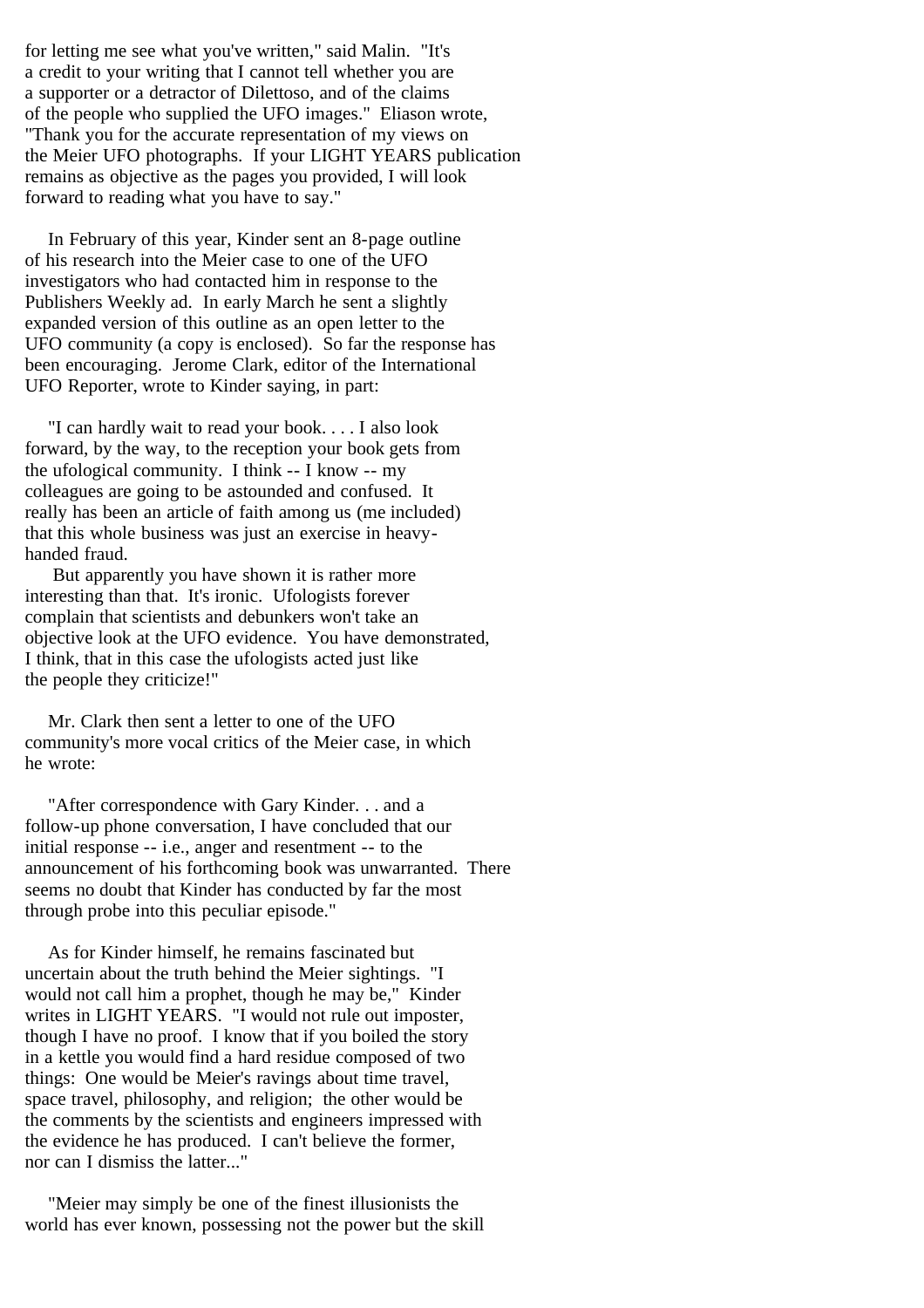for letting me see what you've written," said Malin. "It's a credit to your writing that I cannot tell whether you are a supporter or a detractor of Dilettoso, and of the claims of the people who supplied the UFO images." Eliason wrote, "Thank you for the accurate representation of my views on the Meier UFO photographs. If your LIGHT YEARS publication remains as objective as the pages you provided, I will look forward to reading what you have to say."

In February of this year, Kinder sent an 8-page outline of his research into the Meier case to one of the UFO investigators who had contacted him in response to the Publishers Weekly ad. In early March he sent a slightly expanded version of this outline as an open letter to the UFO community (a copy is enclosed). So far the response has been encouraging. Jerome Clark, editor of the International UFO Reporter, wrote to Kinder saying, in part:

"I can hardly wait to read your book. . . . I also look forward, by the way, to the reception your book gets from the ufological community. I think -- I know -- my colleagues are going to be astounded and confused. It really has been an article of faith among us (me included) that this whole business was just an exercise in heavy-handed fraud.

But apparently you have shown it is rather more interesting than that. It's ironic. Ufologists forever complain that scientists and debunkers won't take an objective look at the UFO evidence. You have demonstrated, I think, that in this case the ufologists acted just like the people they criticize!"

Mr. Clark then sent a letter to one of the UFO community's more vocal critics of the Meier case, in which he wrote:

"After correspondence with Gary Kinder. . . and a follow-up phone conversation, I have concluded that our initial response -- i.e., anger and resentment -- to the announcement of his forthcoming book was unwarranted. There seems no doubt that Kinder has conducted by far the most through probe into this peculiar episode."

As for Kinder himself, he remains fascinated but uncertain about the truth behind the Meier sightings. "I would not call him a prophet, though he may be," Kinder writes in LIGHT YEARS. "I would not rule out imposter, though I have no proof. I know that if you boiled the story in a kettle you would find a hard residue composed of two things: One would be Meier's ravings about time travel, space travel, philosophy, and religion; the other would be the comments by the scientists and engineers impressed with the evidence he has produced. I can't believe the former, nor can I dismiss the latter..."

"Meier may simply be one of the finest illusionists the world has ever known, possessing not the power but the skill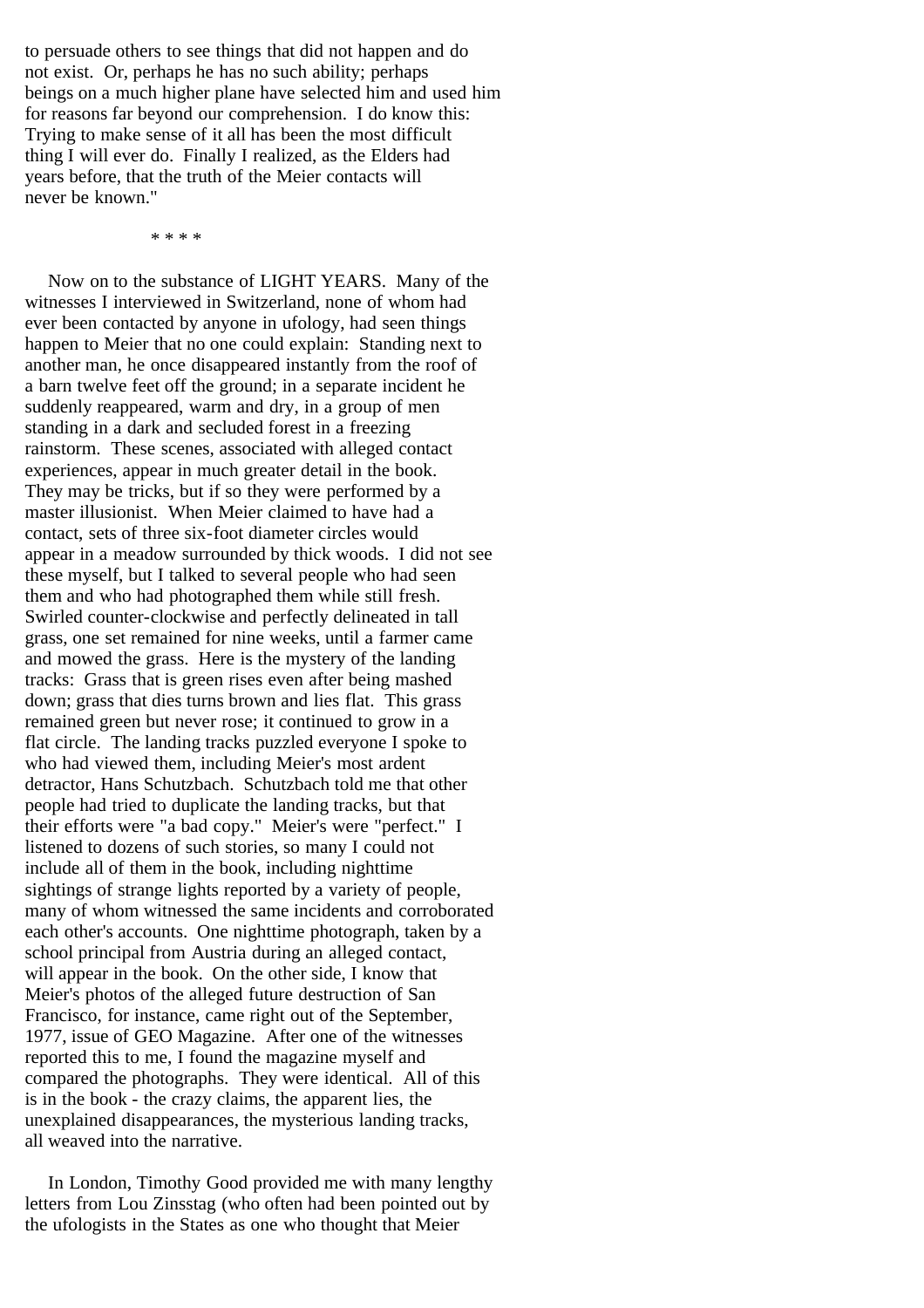to persuade others to see things that did not happen and do not exist. Or, perhaps he has no such ability; perhaps beings on a much higher plane have selected him and used him for reasons far beyond our comprehension. I do know this: Trying to make sense of it all has been the most difficult thing I will ever do. Finally I realized, as the Elders had years before, that the truth of the Meier contacts will never be known."

* * * *

Now on to the substance of LIGHT YEARS. Many of the witnesses I interviewed in Switzerland, none of whom had ever been contacted by anyone in ufology, had seen things happen to Meier that no one could explain: Standing next to another man, he once disappeared instantly from the roof of a barn twelve feet off the ground; in a separate incident he suddenly reappeared, warm and dry, in a group of men standing in a dark and secluded forest in a freezing rainstorm. These scenes, associated with alleged contact experiences, appear in much greater detail in the book. They may be tricks, but if so they were performed by a master illusionist. When Meier claimed to have had a contact, sets of three six-foot diameter circles would appear in a meadow surrounded by thick woods. I did not see these myself, but I talked to several people who had seen them and who had photographed them while still fresh. Swirled counter-clockwise and perfectly delineated in tall grass, one set remained for nine weeks, until a farmer came and mowed the grass. Here is the mystery of the landing tracks: Grass that is green rises even after being mashed down; grass that dies turns brown and lies flat. This grass remained green but never rose; it continued to grow in a flat circle. The landing tracks puzzled everyone I spoke to who had viewed them, including Meier's most ardent detractor, Hans Schutzbach. Schutzbach told me that other people had tried to duplicate the landing tracks, but that their efforts were "a bad copy." Meier's were "perfect." I listened to dozens of such stories, so many I could not include all of them in the book, including nighttime sightings of strange lights reported by a variety of people, many of whom witnessed the same incidents and corroborated each other's accounts. One nighttime photograph, taken by a school principal from Austria during an alleged contact, will appear in the book. On the other side, I know that Meier's photos of the alleged future destruction of San Francisco, for instance, came right out of the September, 1977, issue of GEO Magazine. After one of the witnesses reported this to me, I found the magazine myself and compared the photographs. They were identical. All of this is in the book - the crazy claims, the apparent lies, the unexplained disappearances, the mysterious landing tracks, all weaved into the narrative.

In London, Timothy Good provided me with many lengthy letters from Lou Zinsstag (who often had been pointed out by the ufologists in the States as one who thought that Meier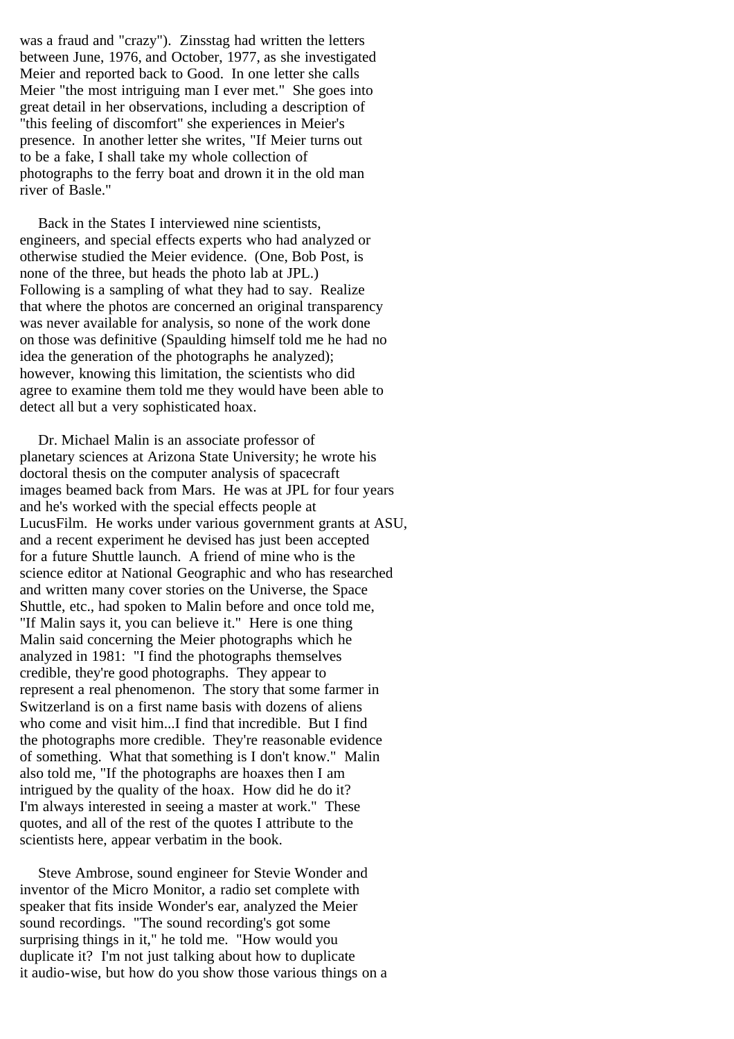was a fraud and "crazy"). Zinsstag had written the letters between June, 1976, and October, 1977, as she investigated Meier and reported back to Good. In one letter she calls Meier "the most intriguing man I ever met." She goes into great detail in her observations, including a description of "this feeling of discomfort" she experiences in Meier's presence. In another letter she writes, "If Meier turns out to be a fake, I shall take my whole collection of photographs to the ferry boat and drown it in the old man river of Basle."

Back in the States I interviewed nine scientists, engineers, and special effects experts who had analyzed or otherwise studied the Meier evidence. (One, Bob Post, is none of the three, but heads the photo lab at JPL.) Following is a sampling of what they had to say. Realize that where the photos are concerned an original transparency was never available for analysis, so none of the work done on those was definitive (Spaulding himself told me he had no idea the generation of the photographs he analyzed); however, knowing this limitation, the scientists who did agree to examine them told me they would have been able to detect all but a very sophisticated hoax.

Dr. Michael Malin is an associate professor of planetary sciences at Arizona State University; he wrote his doctoral thesis on the computer analysis of spacecraft images beamed back from Mars. He was at JPL for four years and he's worked with the special effects people at LucusFilm. He works under various government grants at ASU, and a recent experiment he devised has just been accepted for a future Shuttle launch. A friend of mine who is the science editor at National Geographic and who has researched and written many cover stories on the Universe, the Space Shuttle, etc., had spoken to Malin before and once told me, "If Malin says it, you can believe it." Here is one thing Malin said concerning the Meier photographs which he analyzed in 1981: "I find the photographs themselves credible, they're good photographs. They appear to represent a real phenomenon. The story that some farmer in Switzerland is on a first name basis with dozens of aliens who come and visit him...I find that incredible. But I find the photographs more credible. They're reasonable evidence of something. What that something is I don't know." Malin also told me, "If the photographs are hoaxes then I am intrigued by the quality of the hoax. How did he do it? I'm always interested in seeing a master at work." These quotes, and all of the rest of the quotes I attribute to the scientists here, appear verbatim in the book.

Steve Ambrose, sound engineer for Stevie Wonder and inventor of the Micro Monitor, a radio set complete with speaker that fits inside Wonder's ear, analyzed the Meier sound recordings. "The sound recording's got some surprising things in it," he told me. "How would you duplicate it? I'm not just talking about how to duplicate it audio-wise, but how do you show those various things on a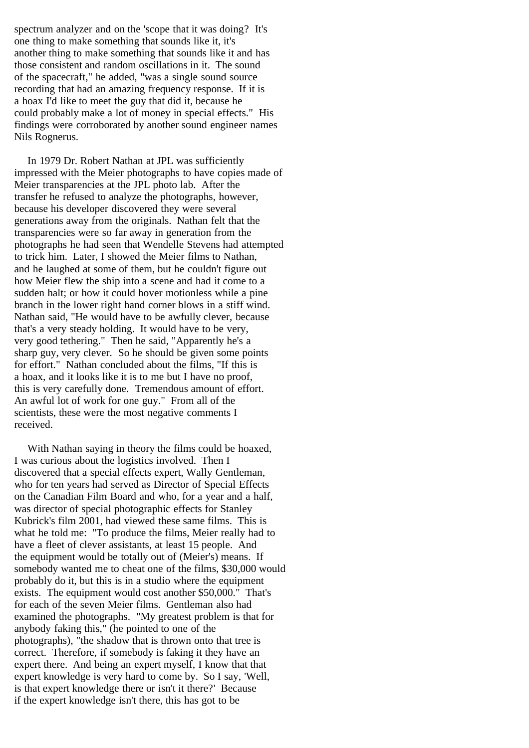spectrum analyzer and on the 'scope that it was doing? It's one thing to make something that sounds like it, it's another thing to make something that sounds like it and has those consistent and random oscillations in it. The sound of the spacecraft," he added, "was a single sound source recording that had an amazing frequency response. If it is a hoax I'd like to meet the guy that did it, because he could probably make a lot of money in special effects." His findings were corroborated by another sound engineer names Nils Rognerus.

In 1979 Dr. Robert Nathan at JPL was sufficiently impressed with the Meier photographs to have copies made of Meier transparencies at the JPL photo lab. After the transfer he refused to analyze the photographs, however, because his developer discovered they were several generations away from the originals. Nathan felt that the transparencies were so far away in generation from the photographs he had seen that Wendelle Stevens had attempted to trick him. Later, I showed the Meier films to Nathan, and he laughed at some of them, but he couldn't figure out how Meier flew the ship into a scene and had it come to a sudden halt; or how it could hover motionless while a pine branch in the lower right hand corner blows in a stiff wind. Nathan said, "He would have to be awfully clever, because that's a very steady holding. It would have to be very, very good tethering." Then he said, "Apparently he's a sharp guy, very clever. So he should be given some points for effort." Nathan concluded about the films, "If this is a hoax, and it looks like it is to me but I have no proof, this is very carefully done. Tremendous amount of effort. An awful lot of work for one guy." From all of the scientists, these were the most negative comments I received.

With Nathan saying in theory the films could be hoaxed, I was curious about the logistics involved. Then I discovered that a special effects expert, Wally Gentleman, who for ten years had served as Director of Special Effects on the Canadian Film Board and who, for a year and a half, was director of special photographic effects for Stanley Kubrick's film 2001, had viewed these same films. This is what he told me: "To produce the films, Meier really had to have a fleet of clever assistants, at least 15 people. And the equipment would be totally out of (Meier's) means. If somebody wanted me to cheat one of the films, $30,000 would probably do it, but this is in a studio where the equipment exists. The equipment would cost another $50,000." That's for each of the seven Meier films. Gentleman also had examined the photographs. "My greatest problem is that for anybody faking this," (he pointed to one of the photographs), "the shadow that is thrown onto that tree is correct. Therefore, if somebody is faking it they have an expert there. And being an expert myself, I know that that expert knowledge is very hard to come by. So I say, 'Well, is that expert knowledge there or isn't it there?' Because if the expert knowledge isn't there, this has got to be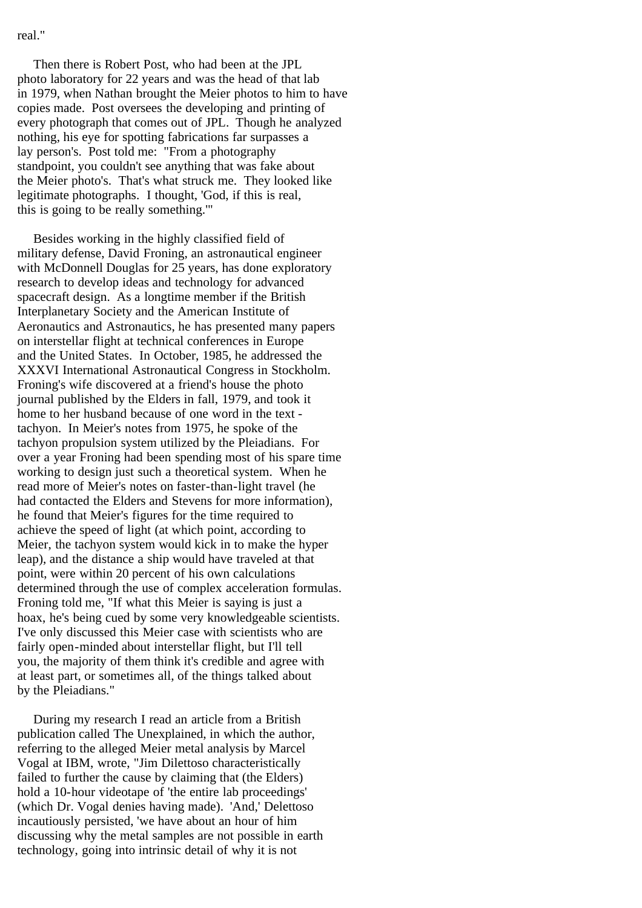real."

Then there is Robert Post, who had been at the JPL photo laboratory for 22 years and was the head of that lab in 1979, when Nathan brought the Meier photos to him to have copies made. Post oversees the developing and printing of every photograph that comes out of JPL. Though he analyzed nothing, his eye for spotting fabrications far surpasses a lay person's. Post told me: "From a photography standpoint, you couldn't see anything that was fake about the Meier photo's. That's what struck me. They looked like legitimate photographs. I thought, 'God, if this is real, this is going to be really something.'"

Besides working in the highly classified field of military defense, David Froning, an astronautical engineer with McDonnell Douglas for 25 years, has done exploratory research to develop ideas and technology for advanced spacecraft design. As a longtime member if the British Interplanetary Society and the American Institute of Aeronautics and Astronautics, he has presented many papers on interstellar flight at technical conferences in Europe and the United States. In October, 1985, he addressed the XXXVI International Astronautical Congress in Stockholm. Froning's wife discovered at a friend's house the photo journal published by the Elders in fall, 1979, and took it home to her husband because of one word in the text - tachyon. In Meier's notes from 1975, he spoke of the tachyon propulsion system utilized by the Pleiadians. For over a year Froning had been spending most of his spare time working to design just such a theoretical system. When he read more of Meier's notes on faster-than-light travel (he had contacted the Elders and Stevens for more information), he found that Meier's figures for the time required to achieve the speed of light (at which point, according to Meier, the tachyon system would kick in to make the hyper leap), and the distance a ship would have traveled at that point, were within 20 percent of his own calculations determined through the use of complex acceleration formulas. Froning told me, "If what this Meier is saying is just a hoax, he's being cued by some very knowledgeable scientists. I've only discussed this Meier case with scientists who are fairly open-minded about interstellar flight, but I'll tell you, the majority of them think it's credible and agree with at least part, or sometimes all, of the things talked about by the Pleiadians."

During my research I read an article from a British publication called The Unexplained, in which the author, referring to the alleged Meier metal analysis by Marcel Vogal at IBM, wrote, "Jim Dilettoso characteristically failed to further the cause by claiming that (the Elders) hold a 10-hour videotape of 'the entire lab proceedings' (which Dr. Vogal denies having made). 'And,' Delettoso incautiously persisted, 'we have about an hour of him discussing why the metal samples are not possible in earth technology, going into intrinsic detail of why it is not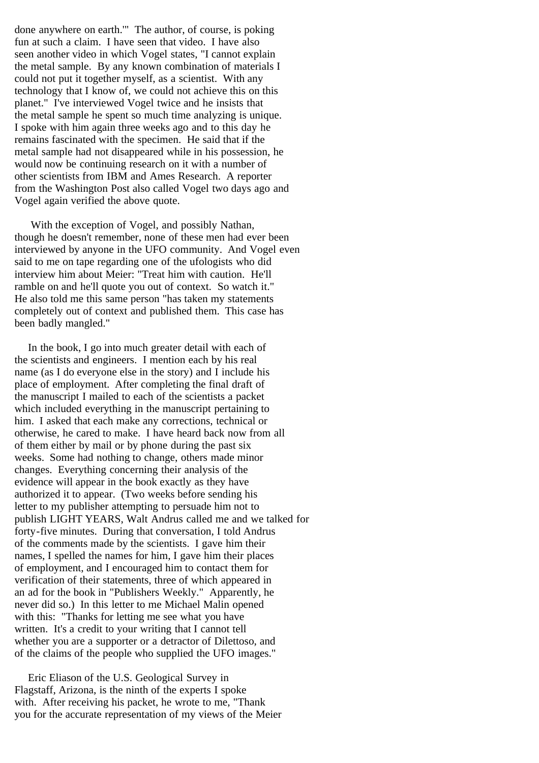done anywhere on earth.'" The author, of course, is poking fun at such a claim. I have seen that video. I have also seen another video in which Vogel states, "I cannot explain the metal sample. By any known combination of materials I could not put it together myself, as a scientist. With any technology that I know of, we could not achieve this on this planet." I've interviewed Vogel twice and he insists that the metal sample he spent so much time analyzing is unique. I spoke with him again three weeks ago and to this day he remains fascinated with the specimen. He said that if the metal sample had not disappeared while in his possession, he would now be continuing research on it with a number of other scientists from IBM and Ames Research. A reporter from the Washington Post also called Vogel two days ago and Vogel again verified the above quote.

With the exception of Vogel, and possibly Nathan, though he doesn't remember, none of these men had ever been interviewed by anyone in the UFO community. And Vogel even said to me on tape regarding one of the ufologists who did interview him about Meier: "Treat him with caution. He'll ramble on and he'll quote you out of context. So watch it." He also told me this same person "has taken my statements completely out of context and published them. This case has been badly mangled."

In the book, I go into much greater detail with each of the scientists and engineers. I mention each by his real name (as I do everyone else in the story) and I include his place of employment. After completing the final draft of the manuscript I mailed to each of the scientists a packet which included everything in the manuscript pertaining to him. I asked that each make any corrections, technical or otherwise, he cared to make. I have heard back now from all of them either by mail or by phone during the past six weeks. Some had nothing to change, others made minor changes. Everything concerning their analysis of the evidence will appear in the book exactly as they have authorized it to appear. (Two weeks before sending his letter to my publisher attempting to persuade him not to publish LIGHT YEARS, Walt Andrus called me and we talked for forty-five minutes. During that conversation, I told Andrus of the comments made by the scientists. I gave him their names, I spelled the names for him, I gave him their places of employment, and I encouraged him to contact them for verification of their statements, three of which appeared in an ad for the book in "Publishers Weekly." Apparently, he never did so.) In this letter to me Michael Malin opened with this: "Thanks for letting me see what you have written. It's a credit to your writing that I cannot tell whether you are a supporter or a detractor of Dilettoso, and of the claims of the people who supplied the UFO images."

Eric Eliason of the U.S. Geological Survey in Flagstaff, Arizona, is the ninth of the experts I spoke with. After receiving his packet, he wrote to me, "Thank you for the accurate representation of my views of the Meier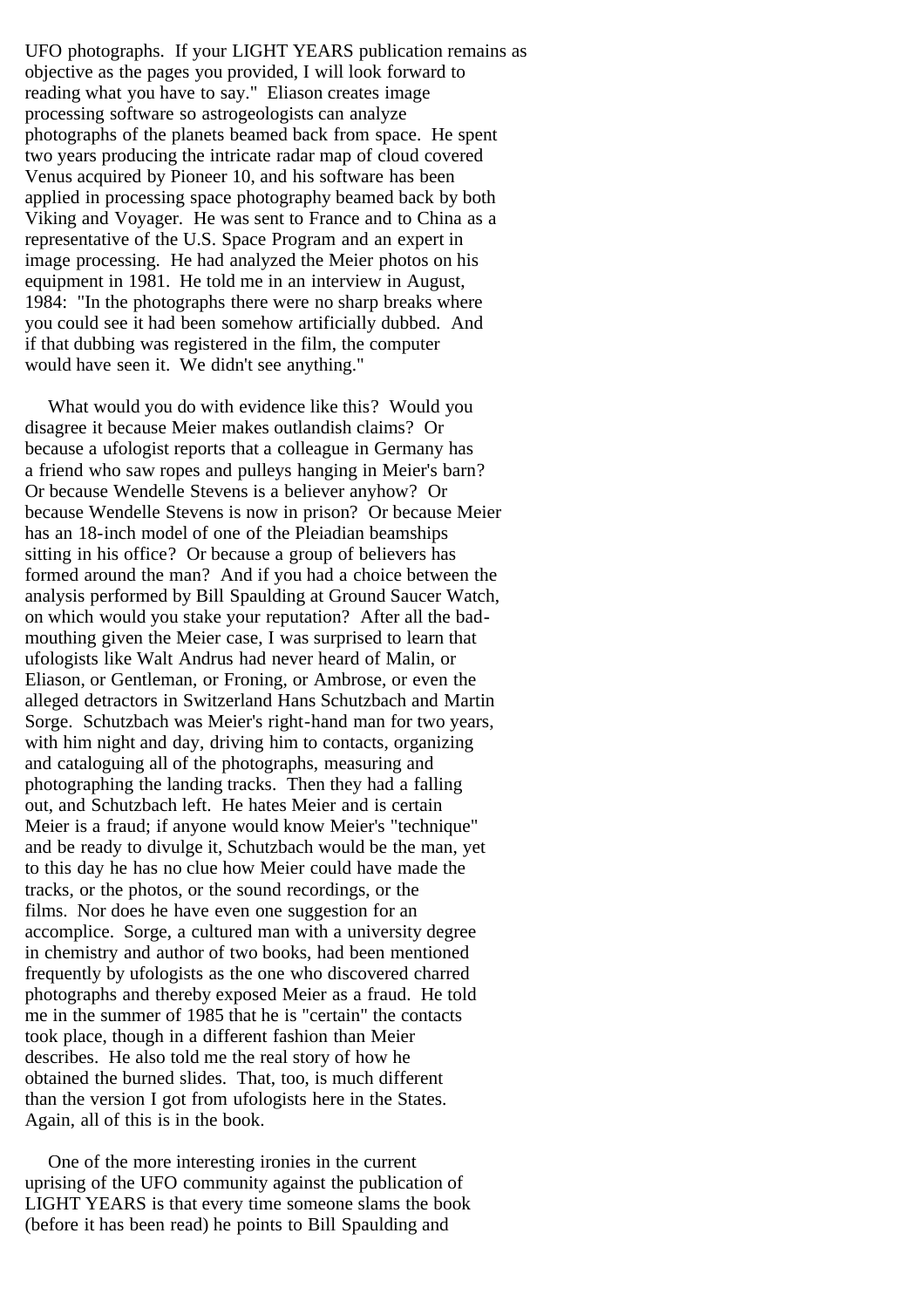UFO photographs. If your LIGHT YEARS publication remains as objective as the pages you provided, I will look forward to reading what you have to say." Eliason creates image processing software so astrogeologists can analyze photographs of the planets beamed back from space. He spent two years producing the intricate radar map of cloud covered Venus acquired by Pioneer 10, and his software has been applied in processing space photography beamed back by both Viking and Voyager. He was sent to France and to China as a representative of the U.S. Space Program and an expert in image processing. He had analyzed the Meier photos on his equipment in 1981. He told me in an interview in August, 1984: "In the photographs there were no sharp breaks where you could see it had been somehow artificially dubbed. And if that dubbing was registered in the film, the computer would have seen it. We didn't see anything."

What would you do with evidence like this? Would you disagree it because Meier makes outlandish claims? Or because a ufologist reports that a colleague in Germany has a friend who saw ropes and pulleys hanging in Meier's barn? Or because Wendelle Stevens is a believer anyhow? Or because Wendelle Stevens is now in prison? Or because Meier has an 18-inch model of one of the Pleiadian beamships sitting in his office? Or because a group of believers has formed around the man? And if you had a choice between the analysis performed by Bill Spaulding at Ground Saucer Watch, on which would you stake your reputation? After all the bad-mouthing given the Meier case, I was surprised to learn that ufologists like Walt Andrus had never heard of Malin, or Eliason, or Gentleman, or Froning, or Ambrose, or even the alleged detractors in Switzerland Hans Schutzbach and Martin Sorge. Schutzbach was Meier's right-hand man for two years, with him night and day, driving him to contacts, organizing and cataloguing all of the photographs, measuring and photographing the landing tracks. Then they had a falling out, and Schutzbach left. He hates Meier and is certain Meier is a fraud; if anyone would know Meier's "technique" and be ready to divulge it, Schutzbach would be the man, yet to this day he has no clue how Meier could have made the tracks, or the photos, or the sound recordings, or the films. Nor does he have even one suggestion for an accomplice. Sorge, a cultured man with a university degree in chemistry and author of two books, had been mentioned frequently by ufologists as the one who discovered charred photographs and thereby exposed Meier as a fraud. He told me in the summer of 1985 that he is "certain" the contacts took place, though in a different fashion than Meier describes. He also told me the real story of how he obtained the burned slides. That, too, is much different than the version I got from ufologists here in the States. Again, all of this is in the book.

One of the more interesting ironies in the current uprising of the UFO community against the publication of LIGHT YEARS is that every time someone slams the book (before it has been read) he points to Bill Spaulding and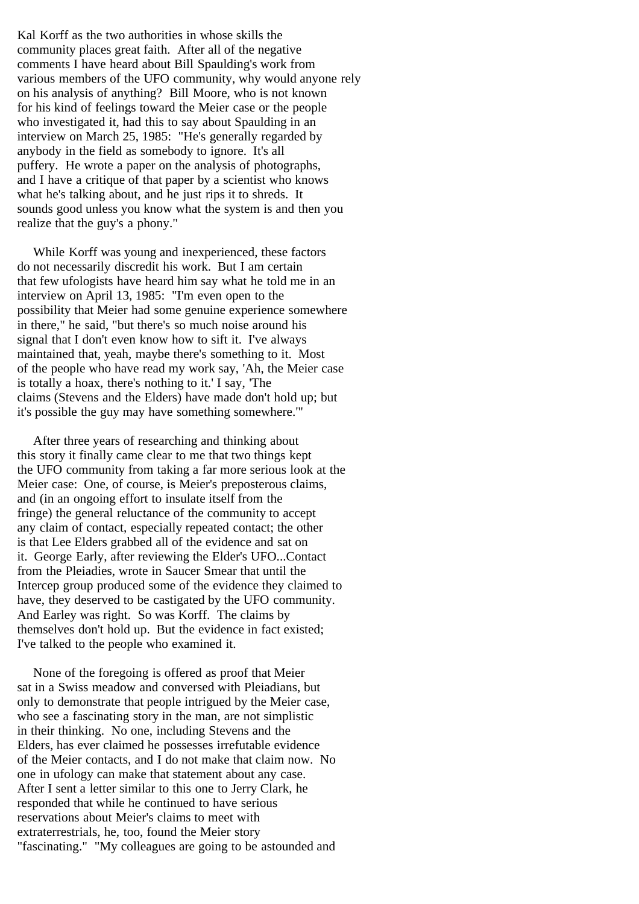Kal Korff as the two authorities in whose skills the community places great faith. After all of the negative comments I have heard about Bill Spaulding's work from various members of the UFO community, why would anyone rely on his analysis of anything? Bill Moore, who is not known for his kind of feelings toward the Meier case or the people who investigated it, had this to say about Spaulding in an interview on March 25, 1985: "He's generally regarded by anybody in the field as somebody to ignore. It's all puffery. He wrote a paper on the analysis of photographs, and I have a critique of that paper by a scientist who knows what he's talking about, and he just rips it to shreds. It sounds good unless you know what the system is and then you realize that the guy's a phony."

While Korff was young and inexperienced, these factors do not necessarily discredit his work. But I am certain that few ufologists have heard him say what he told me in an interview on April 13, 1985: "I'm even open to the possibility that Meier had some genuine experience somewhere in there," he said, "but there's so much noise around his signal that I don't even know how to sift it. I've always maintained that, yeah, maybe there's something to it. Most of the people who have read my work say, 'Ah, the Meier case is totally a hoax, there's nothing to it.' I say, 'The claims (Stevens and the Elders) have made don't hold up; but it's possible the guy may have something somewhere.'"

After three years of researching and thinking about this story it finally came clear to me that two things kept the UFO community from taking a far more serious look at the Meier case: One, of course, is Meier's preposterous claims, and (in an ongoing effort to insulate itself from the fringe) the general reluctance of the community to accept any claim of contact, especially repeated contact; the other is that Lee Elders grabbed all of the evidence and sat on it. George Early, after reviewing the Elder's UFO...Contact from the Pleiadies, wrote in Saucer Smear that until the Intercep group produced some of the evidence they claimed to have, they deserved to be castigated by the UFO community. And Earley was right. So was Korff. The claims by themselves don't hold up. But the evidence in fact existed; I've talked to the people who examined it.

None of the foregoing is offered as proof that Meier sat in a Swiss meadow and conversed with Pleiadians, but only to demonstrate that people intrigued by the Meier case, who see a fascinating story in the man, are not simplistic in their thinking. No one, including Stevens and the Elders, has ever claimed he possesses irrefutable evidence of the Meier contacts, and I do not make that claim now. No one in ufology can make that statement about any case. After I sent a letter similar to this one to Jerry Clark, he responded that while he continued to have serious reservations about Meier's claims to meet with extraterrestrials, he, too, found the Meier story "fascinating." "My colleagues are going to be astounded and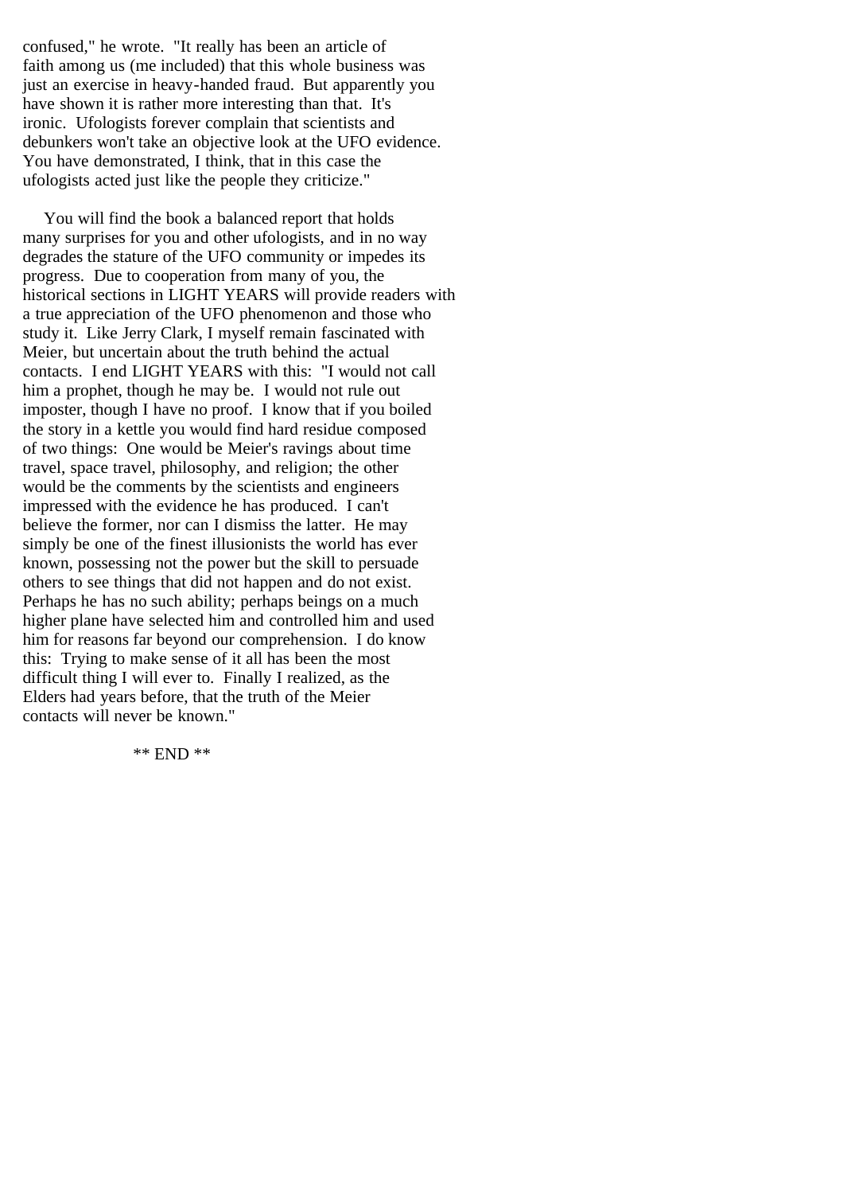confused," he wrote. "It really has been an article of faith among us (me included) that this whole business was just an exercise in heavy-handed fraud. But apparently you have shown it is rather more interesting than that. It's ironic. Ufologists forever complain that scientists and debunkers won't take an objective look at the UFO evidence. You have demonstrated, I think, that in this case the ufologists acted just like the people they criticize."

You will find the book a balanced report that holds many surprises for you and other ufologists, and in no way degrades the stature of the UFO community or impedes its progress. Due to cooperation from many of you, the historical sections in LIGHT YEARS will provide readers with a true appreciation of the UFO phenomenon and those who study it. Like Jerry Clark, I myself remain fascinated with Meier, but uncertain about the truth behind the actual contacts. I end LIGHT YEARS with this: "I would not call him a prophet, though he may be. I would not rule out imposter, though I have no proof. I know that if you boiled the story in a kettle you would find hard residue composed of two things: One would be Meier's ravings about time travel, space travel, philosophy, and religion; the other would be the comments by the scientists and engineers impressed with the evidence he has produced. I can't believe the former, nor can I dismiss the latter. He may simply be one of the finest illusionists the world has ever known, possessing not the power but the skill to persuade others to see things that did not happen and do not exist. Perhaps he has no such ability; perhaps beings on a much higher plane have selected him and controlled him and used him for reasons far beyond our comprehension. I do know this: Trying to make sense of it all has been the most difficult thing I will ever to. Finally I realized, as the Elders had years before, that the truth of the Meier contacts will never be known."

** END **